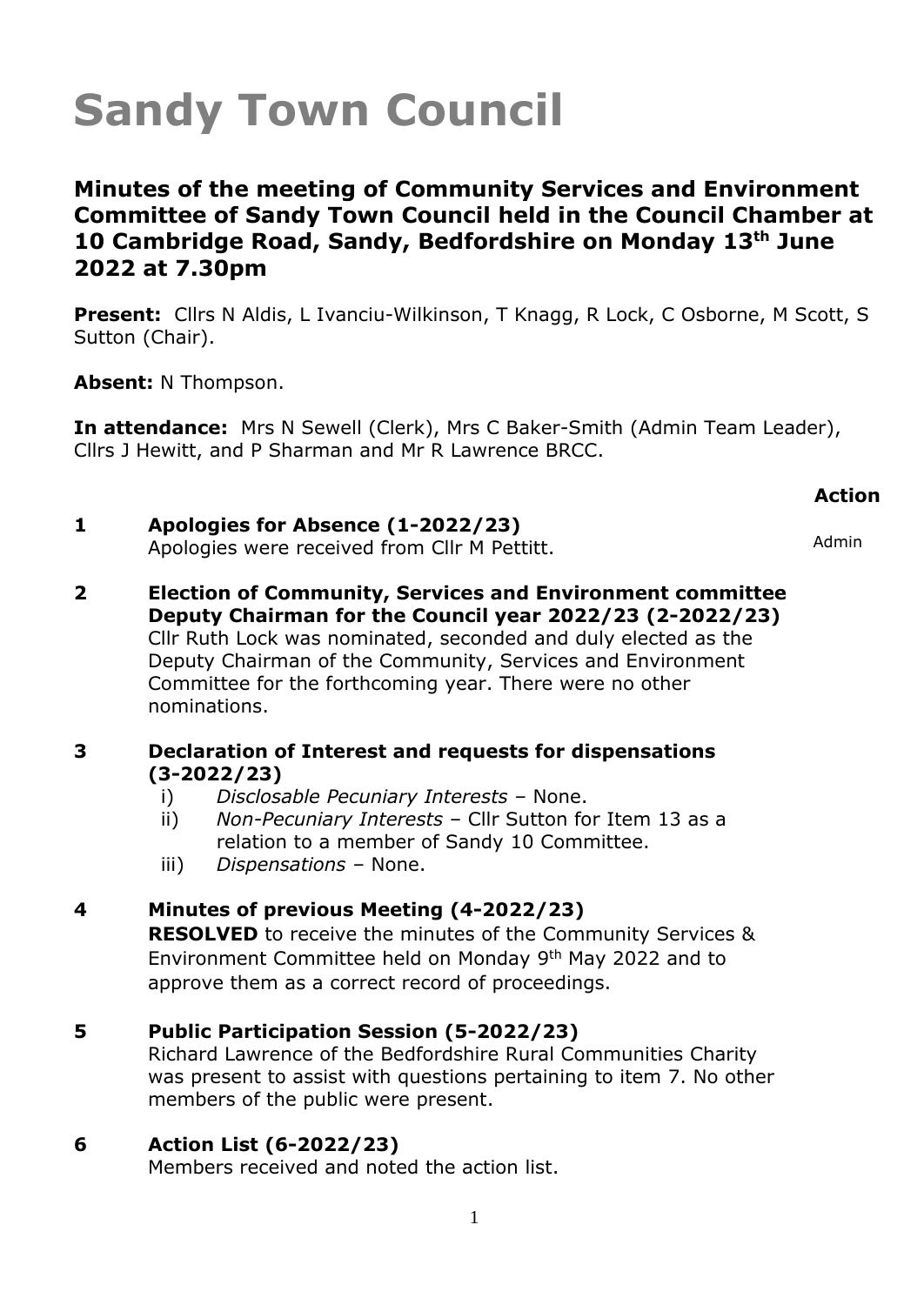# Sandy Town Council

## Minutes of the meeting of Community Services and Environment Committee of Sandy Town Council held in the Council Chamber at 10 Cambridge Road, Sandy, Bedfordshire on Monday 13th June 2022 at 7.30pm

**Present:** Cllrs N Aldis, L Ivanciu-Wilkinson, T Knagg, R Lock, C Osborne, M Scott, S Sutton (Chair).

**Absent:** N Thompson.

**In attendance:** Mrs N Sewell (Clerk), Mrs C Baker-Smith (Admin Team Leader), Cllrs J Hewitt, and P Sharman and Mr R Lawrence BRCC.

**Action**

**1 Apologies for Absence (1-2022/23)**
Apologies were received from Cllr M Pettitt. — Admin

**2 Election of Community, Services and Environment committee Deputy Chairman for the Council year 2022/23 (2-2022/23)**
Cllr Ruth Lock was nominated, seconded and duly elected as the Deputy Chairman of the Community, Services and Environment Committee for the forthcoming year. There were no other nominations.

**3 Declaration of Interest and requests for dispensations (3-2022/23)**

i) *Disclosable Pecuniary Interests* – None.
ii) *Non-Pecuniary Interests* – Cllr Sutton for Item 13 as a relation to a member of Sandy 10 Committee.
iii) *Dispensations* – None.

**4 Minutes of previous Meeting (4-2022/23)**
**RESOLVED** to receive the minutes of the Community Services & Environment Committee held on Monday 9th May 2022 and to approve them as a correct record of proceedings.

**5 Public Participation Session (5-2022/23)**
Richard Lawrence of the Bedfordshire Rural Communities Charity was present to assist with questions pertaining to item 7. No other members of the public were present.

**6 Action List (6-2022/23)**
Members received and noted the action list.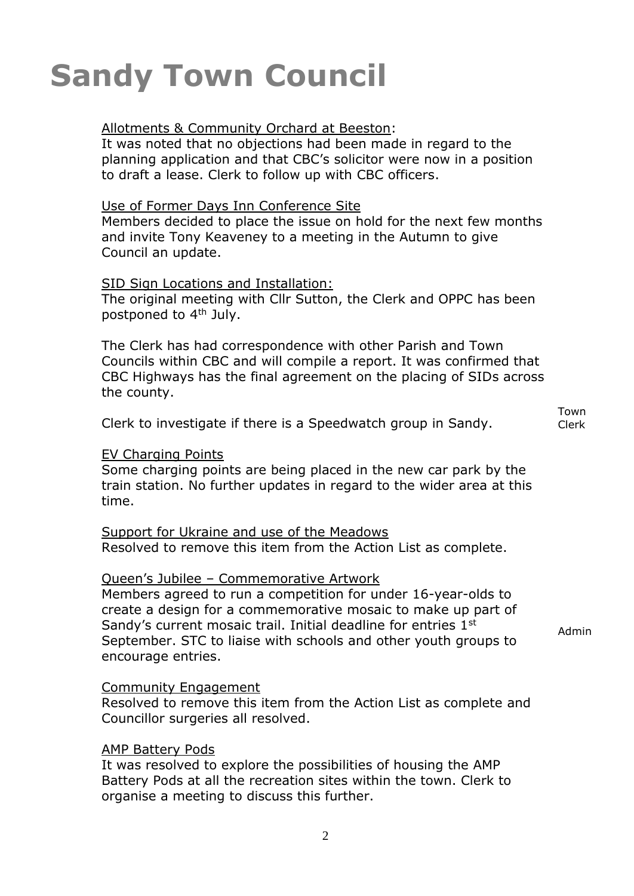# Sandy Town Council

Allotments & Community Orchard at Beeston:

It was noted that no objections had been made in regard to the planning application and that CBC's solicitor were now in a position to draft a lease. Clerk to follow up with CBC officers.

Use of Former Days Inn Conference Site

Members decided to place the issue on hold for the next few months and invite Tony Keaveney to a meeting in the Autumn to give Council an update.

SID Sign Locations and Installation:

The original meeting with Cllr Sutton, the Clerk and OPPC has been postponed to 4th July.

The Clerk has had correspondence with other Parish and Town Councils within CBC and will compile a report. It was confirmed that CBC Highways has the final agreement on the placing of SIDs across the county.

Clerk to investigate if there is a Speedwatch group in Sandy. — Town Clerk

EV Charging Points

Some charging points are being placed in the new car park by the train station. No further updates in regard to the wider area at this time.

Support for Ukraine and use of the Meadows

Resolved to remove this item from the Action List as complete.

Queen's Jubilee – Commemorative Artwork

Members agreed to run a competition for under 16-year-olds to create a design for a commemorative mosaic to make up part of Sandy's current mosaic trail. Initial deadline for entries 1st September. STC to liaise with schools and other youth groups to encourage entries. — Admin

Community Engagement

Resolved to remove this item from the Action List as complete and Councillor surgeries all resolved.

AMP Battery Pods

It was resolved to explore the possibilities of housing the AMP Battery Pods at all the recreation sites within the town. Clerk to organise a meeting to discuss this further.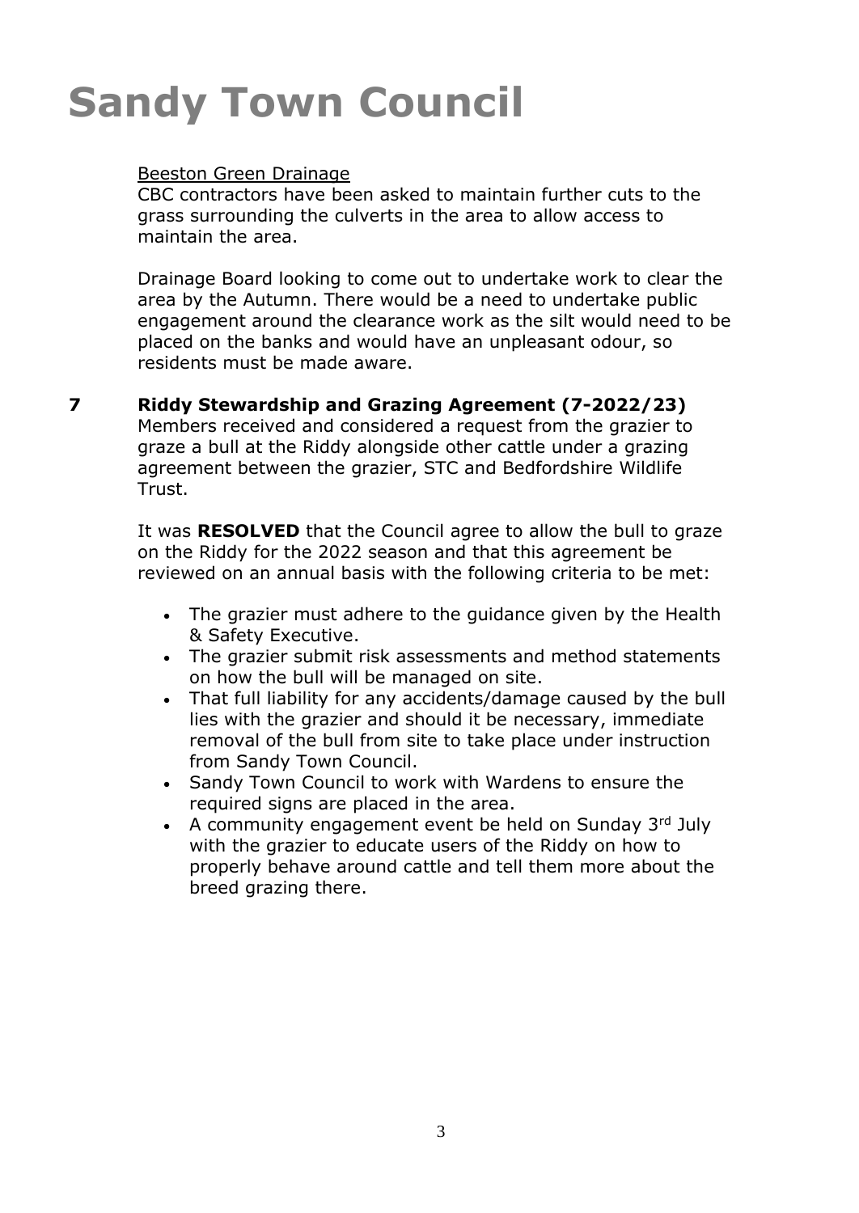# Sandy Town Council

Beeston Green Drainage

CBC contractors have been asked to maintain further cuts to the grass surrounding the culverts in the area to allow access to maintain the area.

Drainage Board looking to come out to undertake work to clear the area by the Autumn. There would be a need to undertake public engagement around the clearance work as the silt would need to be placed on the banks and would have an unpleasant odour, so residents must be made aware.

**7 Riddy Stewardship and Grazing Agreement (7-2022/23)**

Members received and considered a request from the grazier to graze a bull at the Riddy alongside other cattle under a grazing agreement between the grazier, STC and Bedfordshire Wildlife Trust.

It was **RESOLVED** that the Council agree to allow the bull to graze on the Riddy for the 2022 season and that this agreement be reviewed on an annual basis with the following criteria to be met:

- The grazier must adhere to the guidance given by the Health & Safety Executive.
- The grazier submit risk assessments and method statements on how the bull will be managed on site.
- That full liability for any accidents/damage caused by the bull lies with the grazier and should it be necessary, immediate removal of the bull from site to take place under instruction from Sandy Town Council.
- Sandy Town Council to work with Wardens to ensure the required signs are placed in the area.
- A community engagement event be held on Sunday 3rd July with the grazier to educate users of the Riddy on how to properly behave around cattle and tell them more about the breed grazing there.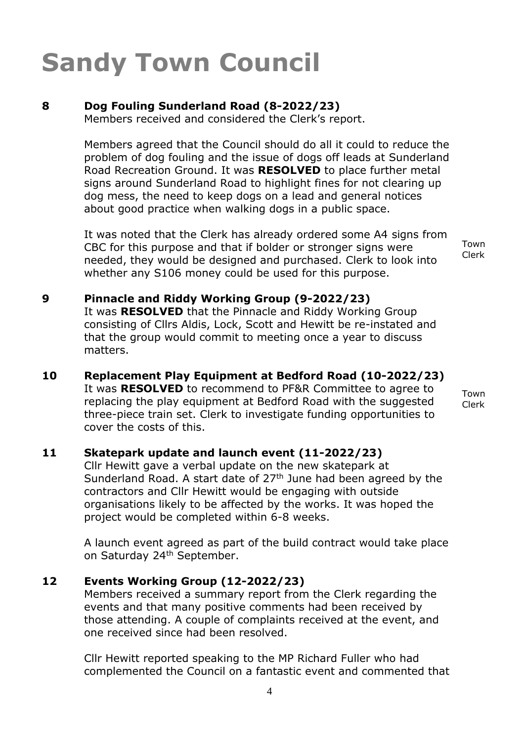# Sandy Town Council

**8 Dog Fouling Sunderland Road (8-2022/23)**

Members received and considered the Clerk's report.

Members agreed that the Council should do all it could to reduce the problem of dog fouling and the issue of dogs off leads at Sunderland Road Recreation Ground. It was **RESOLVED** to place further metal signs around Sunderland Road to highlight fines for not clearing up dog mess, the need to keep dogs on a lead and general notices about good practice when walking dogs in a public space.

It was noted that the Clerk has already ordered some A4 signs from CBC for this purpose and that if bolder or stronger signs were needed, they would be designed and purchased. Clerk to look into whether any S106 money could be used for this purpose. — *Town Clerk*

**9 Pinnacle and Riddy Working Group (9-2022/23)**

It was **RESOLVED** that the Pinnacle and Riddy Working Group consisting of Cllrs Aldis, Lock, Scott and Hewitt be re-instated and that the group would commit to meeting once a year to discuss matters.

**10 Replacement Play Equipment at Bedford Road (10-2022/23)**

It was **RESOLVED** to recommend to PF&R Committee to agree to replacing the play equipment at Bedford Road with the suggested three-piece train set. Clerk to investigate funding opportunities to cover the costs of this. — *Town Clerk*

**11 Skatepark update and launch event (11-2022/23)**

Cllr Hewitt gave a verbal update on the new skatepark at Sunderland Road. A start date of 27th June had been agreed by the contractors and Cllr Hewitt would be engaging with outside organisations likely to be affected by the works. It was hoped the project would be completed within 6-8 weeks.

A launch event agreed as part of the build contract would take place on Saturday 24th September.

**12 Events Working Group (12-2022/23)**

Members received a summary report from the Clerk regarding the events and that many positive comments had been received by those attending. A couple of complaints received at the event, and one received since had been resolved.

Cllr Hewitt reported speaking to the MP Richard Fuller who had complemented the Council on a fantastic event and commented that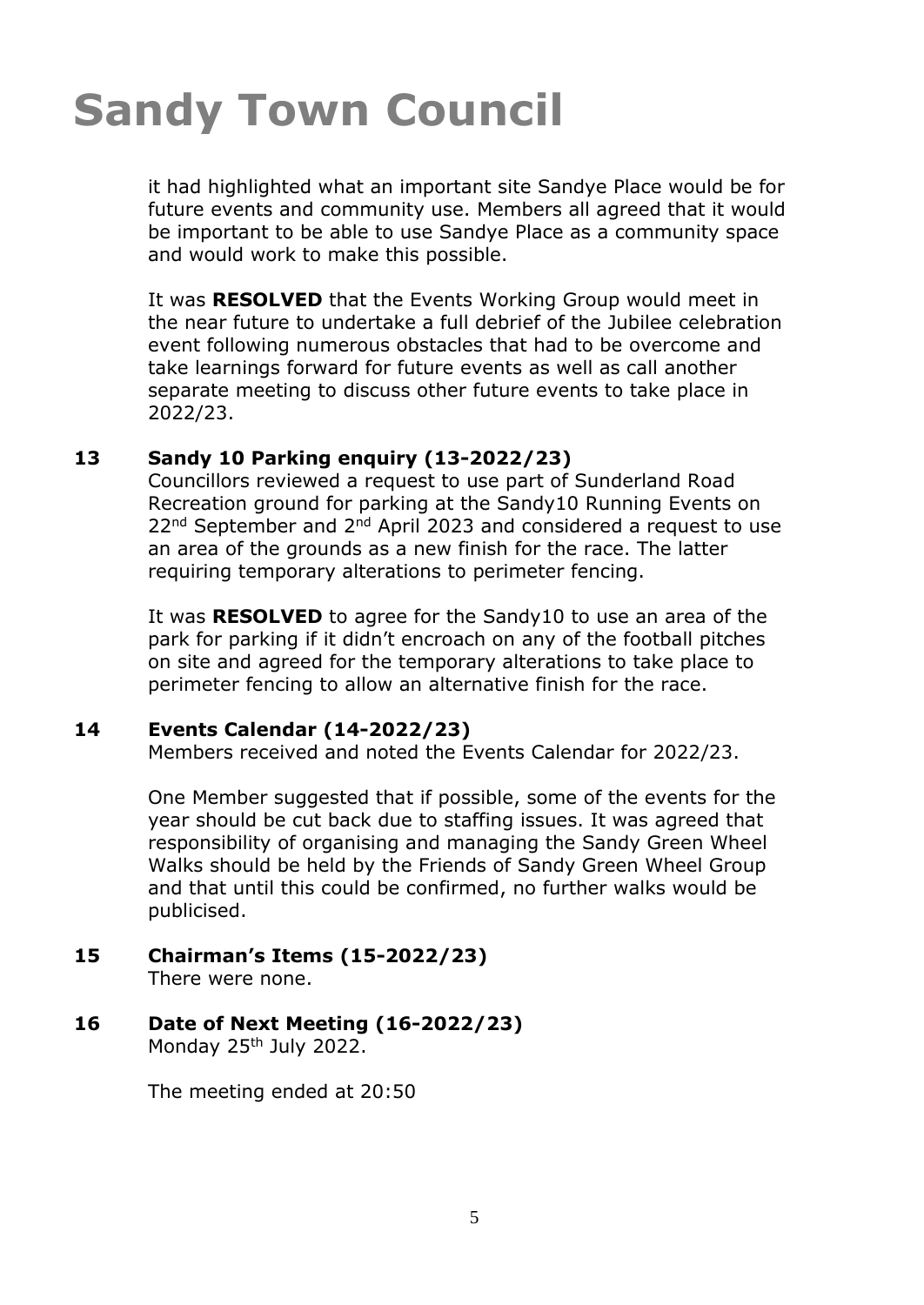# Sandy Town Council

it had highlighted what an important site Sandye Place would be for future events and community use. Members all agreed that it would be important to be able to use Sandye Place as a community space and would work to make this possible.

It was **RESOLVED** that the Events Working Group would meet in the near future to undertake a full debrief of the Jubilee celebration event following numerous obstacles that had to be overcome and take learnings forward for future events as well as call another separate meeting to discuss other future events to take place in 2022/23.

**13 Sandy 10 Parking enquiry (13-2022/23)**

Councillors reviewed a request to use part of Sunderland Road Recreation ground for parking at the Sandy10 Running Events on 22nd September and 2nd April 2023 and considered a request to use an area of the grounds as a new finish for the race. The latter requiring temporary alterations to perimeter fencing.

It was **RESOLVED** to agree for the Sandy10 to use an area of the park for parking if it didn't encroach on any of the football pitches on site and agreed for the temporary alterations to take place to perimeter fencing to allow an alternative finish for the race.

**14 Events Calendar (14-2022/23)**

Members received and noted the Events Calendar for 2022/23.

One Member suggested that if possible, some of the events for the year should be cut back due to staffing issues. It was agreed that responsibility of organising and managing the Sandy Green Wheel Walks should be held by the Friends of Sandy Green Wheel Group and that until this could be confirmed, no further walks would be publicised.

**15 Chairman's Items (15-2022/23)**

There were none.

**16 Date of Next Meeting (16-2022/23)**

Monday 25th July 2022.

The meeting ended at 20:50